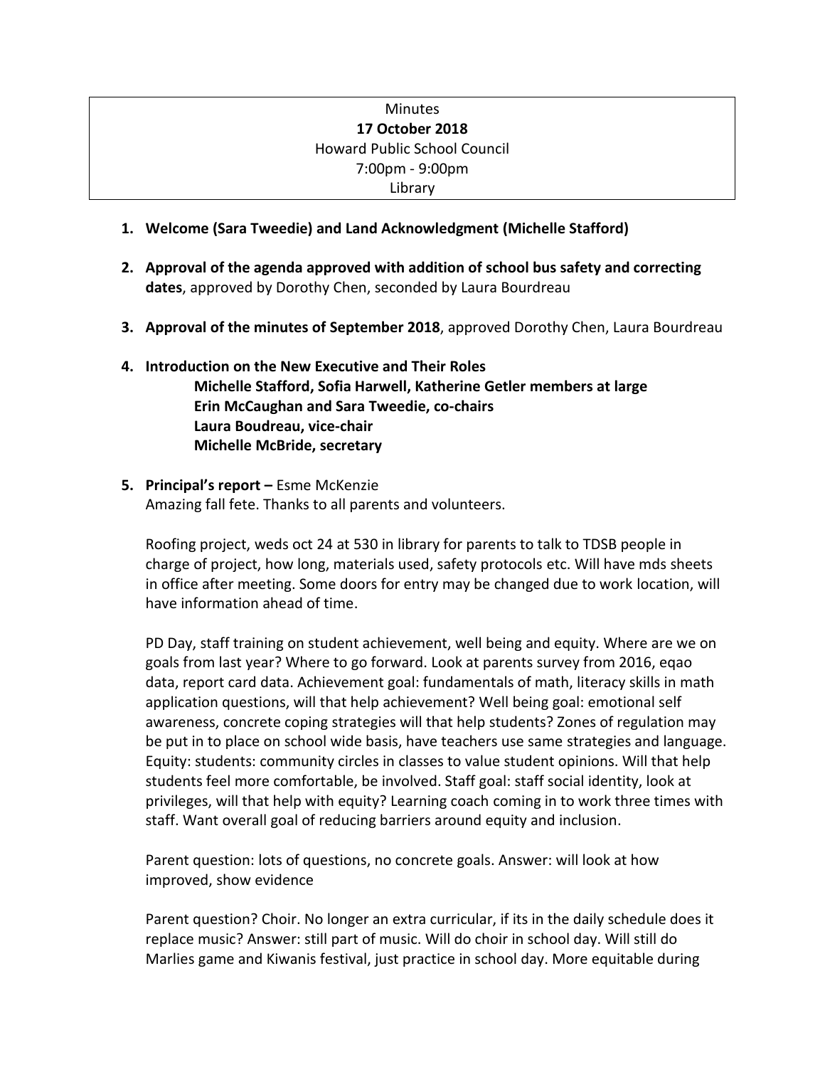Minutes
**17 October 2018**
Howard Public School Council
7:00pm - 9:00pm
Library

1. **Welcome (Sara Tweedie) and Land Acknowledgment (Michelle Stafford)**

2. **Approval of the agenda approved with addition of school bus safety and correcting dates**, approved by Dorothy Chen, seconded by Laura Bourdreau

3. **Approval of the minutes of September 2018**, approved Dorothy Chen, Laura Bourdreau

4. **Introduction on the New Executive and Their Roles**
   **Michelle Stafford, Sofia Harwell, Katherine Getler members at large**
   **Erin McCaughan and Sara Tweedie, co-chairs**
   **Laura Boudreau, vice-chair**
   **Michelle McBride, secretary**

5. **Principal's report –** Esme McKenzie
   Amazing fall fete. Thanks to all parents and volunteers.

   Roofing project, weds oct 24 at 530 in library for parents to talk to TDSB people in charge of project, how long, materials used, safety protocols etc. Will have mds sheets in office after meeting. Some doors for entry may be changed due to work location, will have information ahead of time.

   PD Day, staff training on student achievement, well being and equity. Where are we on goals from last year? Where to go forward. Look at parents survey from 2016, eqao data, report card data. Achievement goal: fundamentals of math, literacy skills in math application questions, will that help achievement? Well being goal: emotional self awareness, concrete coping strategies will that help students? Zones of regulation may be put in to place on school wide basis, have teachers use same strategies and language. Equity: students: community circles in classes to value student opinions. Will that help students feel more comfortable, be involved. Staff goal: staff social identity, look at privileges, will that help with equity? Learning coach coming in to work three times with staff. Want overall goal of reducing barriers around equity and inclusion.

   Parent question: lots of questions, no concrete goals. Answer: will look at how improved, show evidence

   Parent question? Choir. No longer an extra curricular, if its in the daily schedule does it replace music? Answer: still part of music. Will do choir in school day. Will still do Marlies game and Kiwanis festival, just practice in school day. More equitable during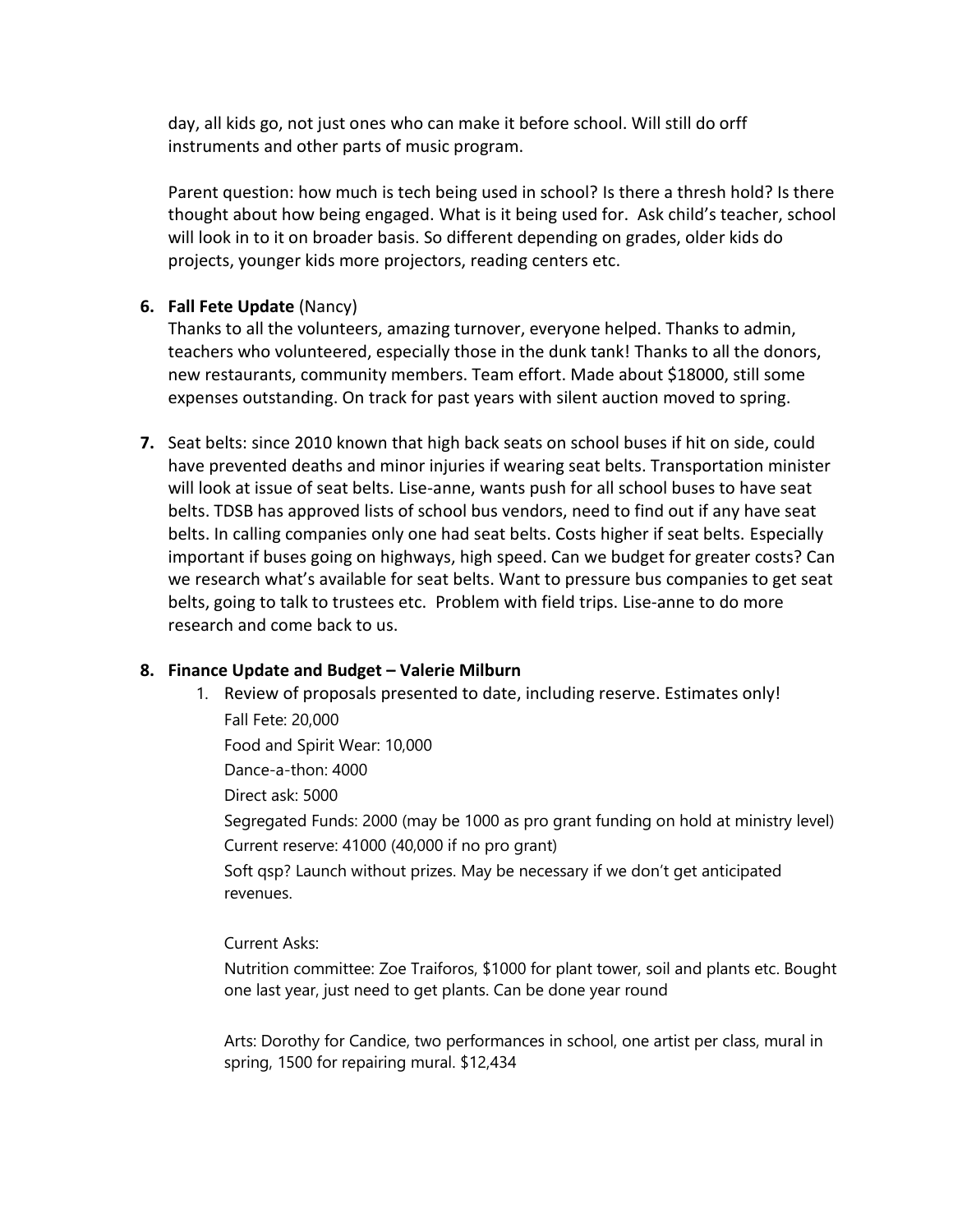day, all kids go, not just ones who can make it before school. Will still do orff instruments and other parts of music program.

Parent question: how much is tech being used in school? Is there a thresh hold? Is there thought about how being engaged. What is it being used for. Ask child's teacher, school will look in to it on broader basis. So different depending on grades, older kids do projects, younger kids more projectors, reading centers etc.

6. **Fall Fete Update** (Nancy)
   Thanks to all the volunteers, amazing turnover, everyone helped. Thanks to admin, teachers who volunteered, especially those in the dunk tank! Thanks to all the donors, new restaurants, community members. Team effort. Made about $18000, still some expenses outstanding. On track for past years with silent auction moved to spring.

7. Seat belts: since 2010 known that high back seats on school buses if hit on side, could have prevented deaths and minor injuries if wearing seat belts. Transportation minister will look at issue of seat belts. Lise-anne, wants push for all school buses to have seat belts. TDSB has approved lists of school bus vendors, need to find out if any have seat belts. In calling companies only one had seat belts. Costs higher if seat belts. Especially important if buses going on highways, high speed. Can we budget for greater costs? Can we research what's available for seat belts. Want to pressure bus companies to get seat belts, going to talk to trustees etc. Problem with field trips. Lise-anne to do more research and come back to us.

8. **Finance Update and Budget – Valerie Milburn**
   1. Review of proposals presented to date, including reserve. Estimates only!

      Fall Fete: 20,000

      Food and Spirit Wear: 10,000

      Dance-a-thon: 4000

      Direct ask: 5000

      Segregated Funds: 2000 (may be 1000 as pro grant funding on hold at ministry level)

      Current reserve: 41000 (40,000 if no pro grant)

      Soft qsp? Launch without prizes. May be necessary if we don't get anticipated revenues.

      Current Asks:

      Nutrition committee: Zoe Traiforos, $1000 for plant tower, soil and plants etc. Bought one last year, just need to get plants. Can be done year round

      Arts: Dorothy for Candice, two performances in school, one artist per class, mural in spring, 1500 for repairing mural. $12,434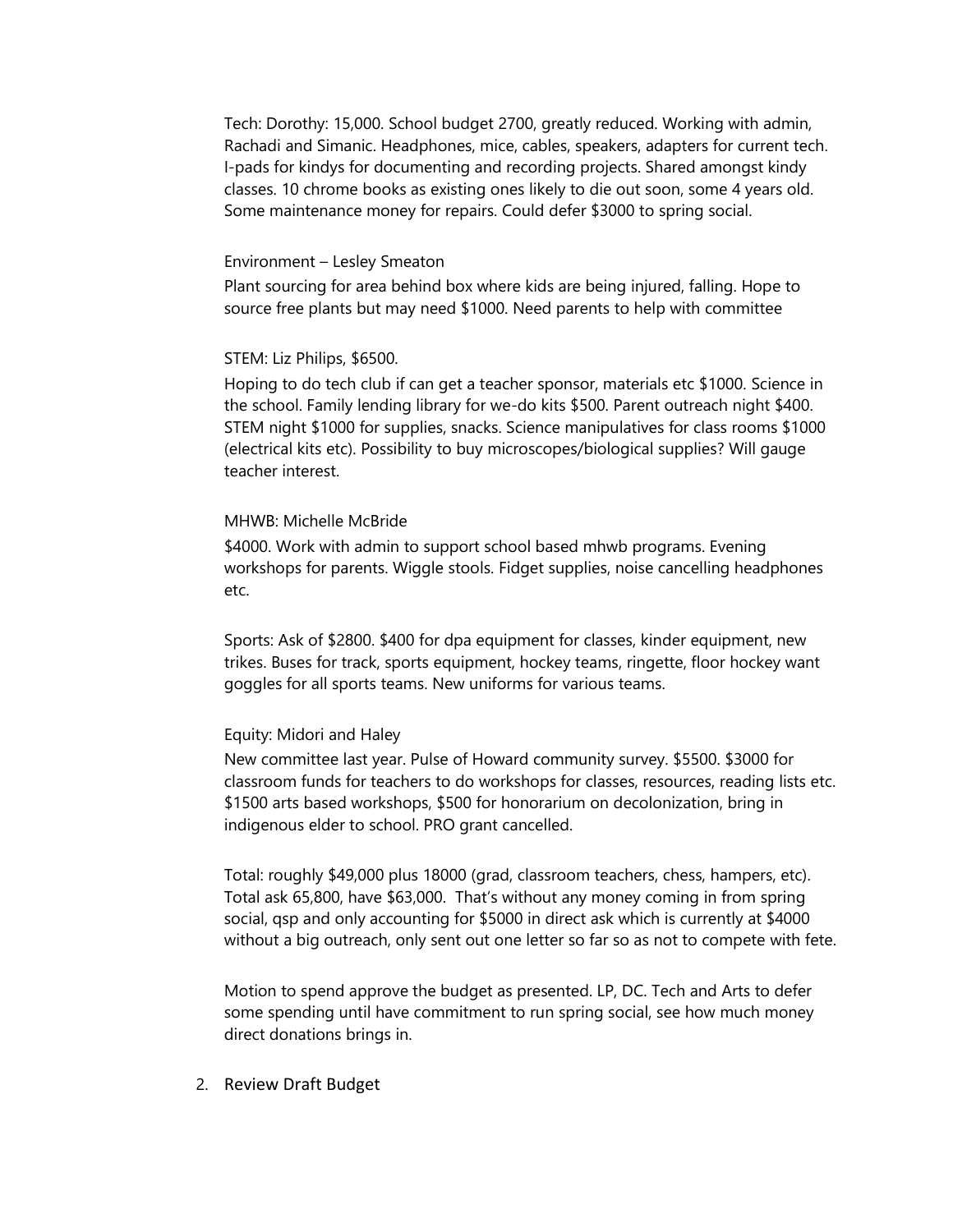Tech: Dorothy: 15,000. School budget 2700, greatly reduced. Working with admin, Rachadi and Simanic. Headphones, mice, cables, speakers, adapters for current tech. I-pads for kindys for documenting and recording projects. Shared amongst kindy classes. 10 chrome books as existing ones likely to die out soon, some 4 years old. Some maintenance money for repairs. Could defer $3000 to spring social.

Environment – Lesley Smeaton

Plant sourcing for area behind box where kids are being injured, falling. Hope to source free plants but may need $1000. Need parents to help with committee

STEM: Liz Philips, $6500.

Hoping to do tech club if can get a teacher sponsor, materials etc $1000. Science in the school. Family lending library for we-do kits $500. Parent outreach night $400. STEM night $1000 for supplies, snacks. Science manipulatives for class rooms $1000 (electrical kits etc). Possibility to buy microscopes/biological supplies? Will gauge teacher interest.

MHWB: Michelle McBride

$4000. Work with admin to support school based mhwb programs. Evening workshops for parents. Wiggle stools. Fidget supplies, noise cancelling headphones etc.

Sports: Ask of $2800. $400 for dpa equipment for classes, kinder equipment, new trikes. Buses for track, sports equipment, hockey teams, ringette, floor hockey want goggles for all sports teams. New uniforms for various teams.

Equity: Midori and Haley

New committee last year. Pulse of Howard community survey. $5500. $3000 for classroom funds for teachers to do workshops for classes, resources, reading lists etc. $1500 arts based workshops, $500 for honorarium on decolonization, bring in indigenous elder to school. PRO grant cancelled.

Total: roughly $49,000 plus 18000 (grad, classroom teachers, chess, hampers, etc). Total ask 65,800, have $63,000. That's without any money coming in from spring social, qsp and only accounting for $5000 in direct ask which is currently at $4000 without a big outreach, only sent out one letter so far so as not to compete with fete.

Motion to spend approve the budget as presented. LP, DC. Tech and Arts to defer some spending until have commitment to run spring social, see how much money direct donations brings in.

2. Review Draft Budget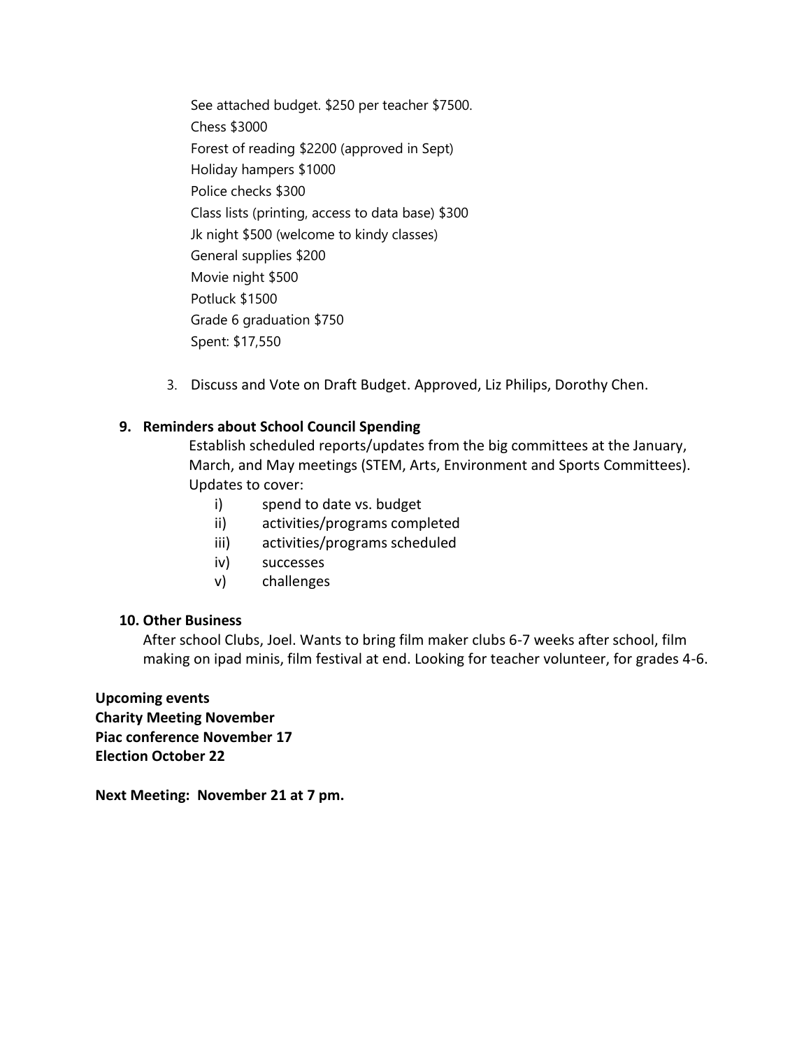See attached budget. $250 per teacher $7500.
Chess $3000
Forest of reading $2200 (approved in Sept)
Holiday hampers $1000
Police checks $300
Class lists (printing, access to data base) $300
Jk night $500 (welcome to kindy classes)
General supplies $200
Movie night $500
Potluck $1500
Grade 6 graduation $750
Spent: $17,550

3. Discuss and Vote on Draft Budget. Approved, Liz Philips, Dorothy Chen.

**9. Reminders about School Council Spending**

Establish scheduled reports/updates from the big committees at the January, March, and May meetings (STEM, Arts, Environment and Sports Committees). Updates to cover:

i) spend to date vs. budget
ii) activities/programs completed
iii) activities/programs scheduled
iv) successes
v) challenges

**10. Other Business**

After school Clubs, Joel. Wants to bring film maker clubs 6-7 weeks after school, film making on ipad minis, film festival at end. Looking for teacher volunteer, for grades 4-6.

**Upcoming events**
**Charity Meeting November**
**Piac conference November 17**
**Election October 22**

**Next Meeting: November 21 at 7 pm.**